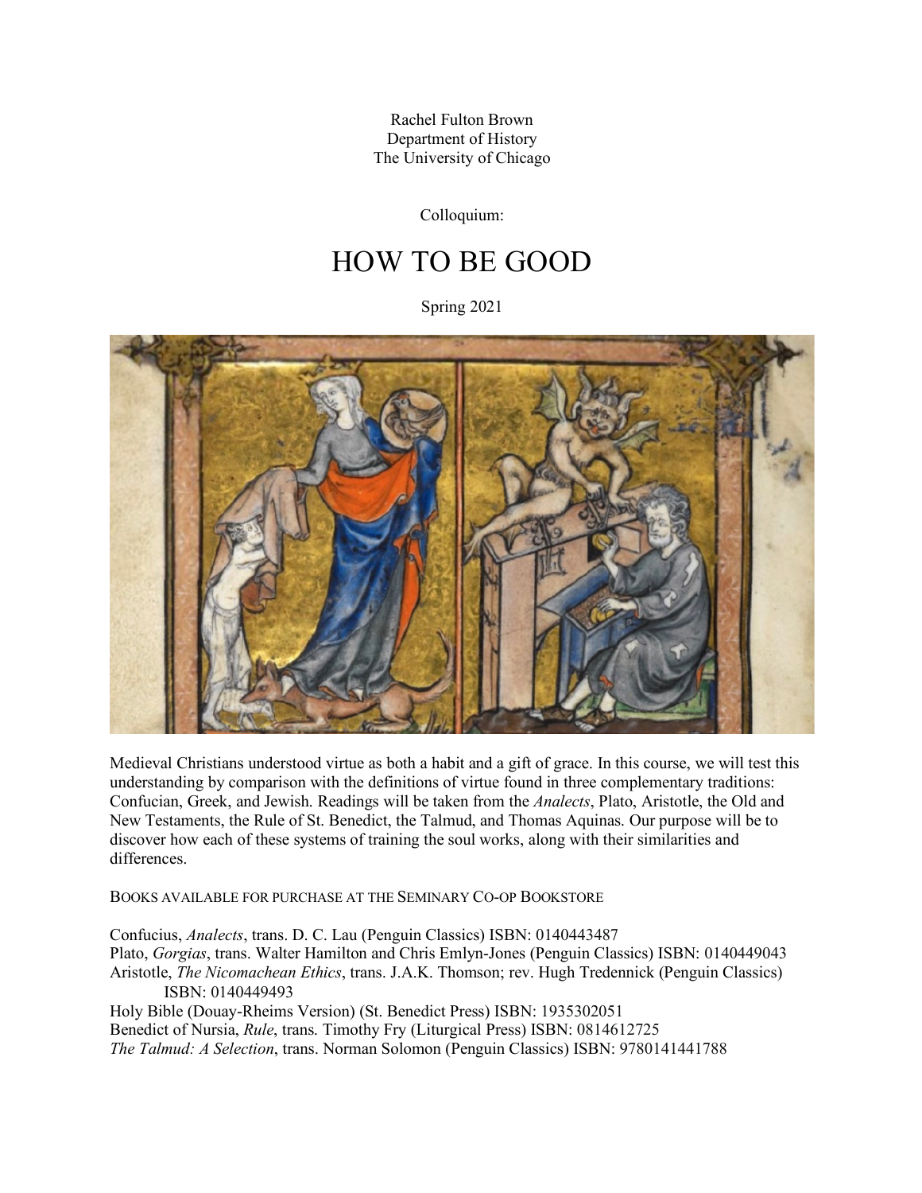Rachel Fulton Brown
Department of History
The University of Chicago

Colloquium:

# HOW TO BE GOOD

Spring 2021

Medieval Christians understood virtue as both a habit and a gift of grace. In this course, we will test this understanding by comparison with the definitions of virtue found in three complementary traditions: Confucian, Greek, and Jewish. Readings will be taken from the *Analects*, Plato, Aristotle, the Old and New Testaments, the Rule of St. Benedict, the Talmud, and Thomas Aquinas. Our purpose will be to discover how each of these systems of training the soul works, along with their similarities and differences.

BOOKS AVAILABLE FOR PURCHASE AT THE SEMINARY CO-OP BOOKSTORE

Confucius, *Analects*, trans. D. C. Lau (Penguin Classics) ISBN: 0140443487
Plato, *Gorgias*, trans. Walter Hamilton and Chris Emlyn-Jones (Penguin Classics) ISBN: 0140449043
Aristotle, *The Nicomachean Ethics*, trans. J.A.K. Thomson; rev. Hugh Tredennick (Penguin Classics) ISBN: 0140449493
Holy Bible (Douay-Rheims Version) (St. Benedict Press) ISBN: 1935302051
Benedict of Nursia, *Rule*, trans. Timothy Fry (Liturgical Press) ISBN: 0814612725
*The Talmud: A Selection*, trans. Norman Solomon (Penguin Classics) ISBN: 9780141441788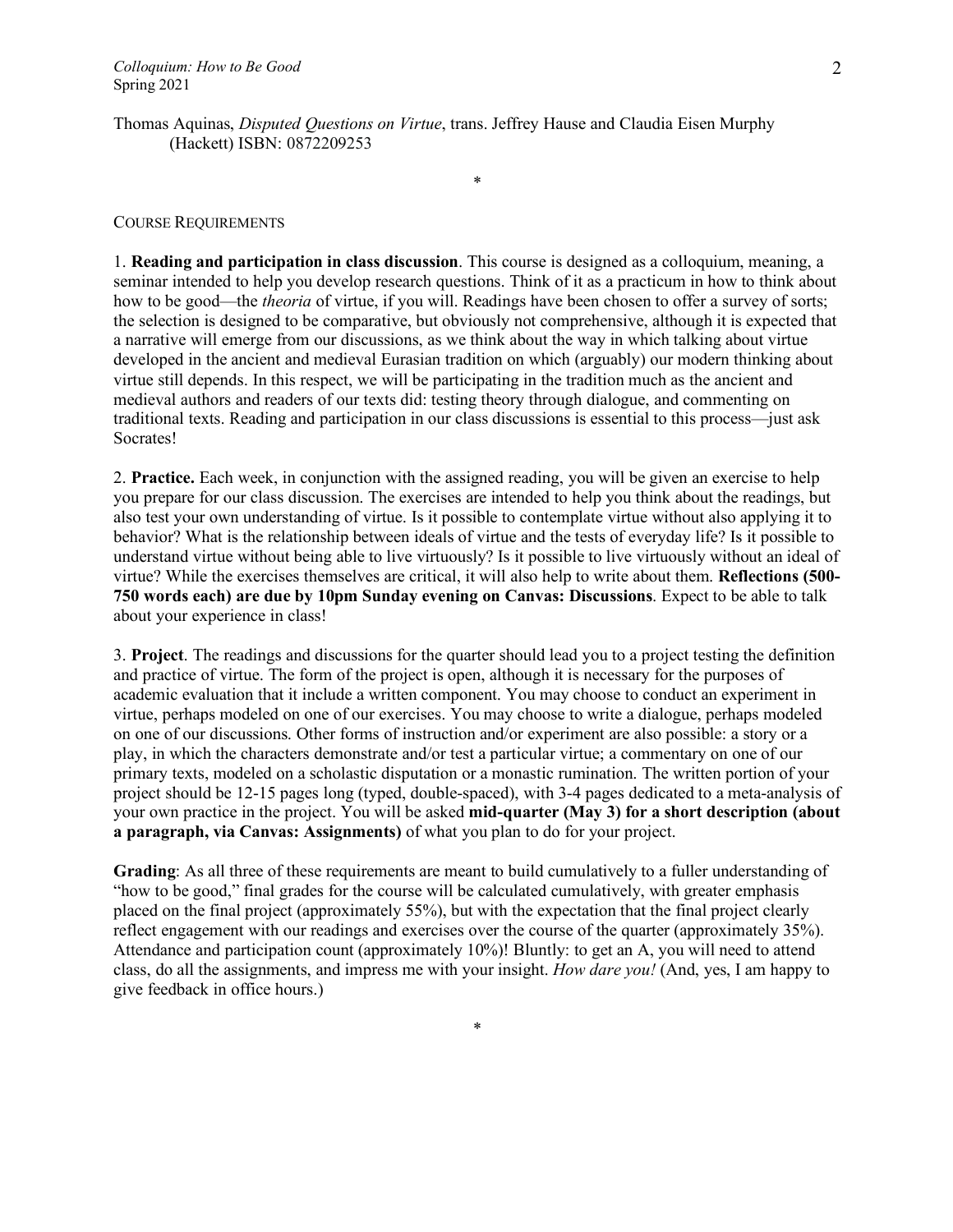Thomas Aquinas, *Disputed Questions on Virtue*, trans. Jeffrey Hause and Claudia Eisen Murphy (Hackett) ISBN: 0872209253

*

COURSE REQUIREMENTS

1. **Reading and participation in class discussion**. This course is designed as a colloquium, meaning, a seminar intended to help you develop research questions. Think of it as a practicum in how to think about how to be good—the *theoria* of virtue, if you will. Readings have been chosen to offer a survey of sorts; the selection is designed to be comparative, but obviously not comprehensive, although it is expected that a narrative will emerge from our discussions, as we think about the way in which talking about virtue developed in the ancient and medieval Eurasian tradition on which (arguably) our modern thinking about virtue still depends. In this respect, we will be participating in the tradition much as the ancient and medieval authors and readers of our texts did: testing theory through dialogue, and commenting on traditional texts. Reading and participation in our class discussions is essential to this process—just ask Socrates!

2. **Practice.** Each week, in conjunction with the assigned reading, you will be given an exercise to help you prepare for our class discussion. The exercises are intended to help you think about the readings, but also test your own understanding of virtue. Is it possible to contemplate virtue without also applying it to behavior? What is the relationship between ideals of virtue and the tests of everyday life? Is it possible to understand virtue without being able to live virtuously? Is it possible to live virtuously without an ideal of virtue? While the exercises themselves are critical, it will also help to write about them. **Reflections (500-750 words each) are due by 10pm Sunday evening on Canvas: Discussions**. Expect to be able to talk about your experience in class!

3. **Project**. The readings and discussions for the quarter should lead you to a project testing the definition and practice of virtue. The form of the project is open, although it is necessary for the purposes of academic evaluation that it include a written component. You may choose to conduct an experiment in virtue, perhaps modeled on one of our exercises. You may choose to write a dialogue, perhaps modeled on one of our discussions. Other forms of instruction and/or experiment are also possible: a story or a play, in which the characters demonstrate and/or test a particular virtue; a commentary on one of our primary texts, modeled on a scholastic disputation or a monastic rumination. The written portion of your project should be 12-15 pages long (typed, double-spaced), with 3-4 pages dedicated to a meta-analysis of your own practice in the project. You will be asked **mid-quarter (May 3) for a short description (about a paragraph, via Canvas: Assignments)** of what you plan to do for your project.

**Grading**: As all three of these requirements are meant to build cumulatively to a fuller understanding of "how to be good," final grades for the course will be calculated cumulatively, with greater emphasis placed on the final project (approximately 55%), but with the expectation that the final project clearly reflect engagement with our readings and exercises over the course of the quarter (approximately 35%). Attendance and participation count (approximately 10%)! Bluntly: to get an A, you will need to attend class, do all the assignments, and impress me with your insight. *How dare you!* (And, yes, I am happy to give feedback in office hours.)

*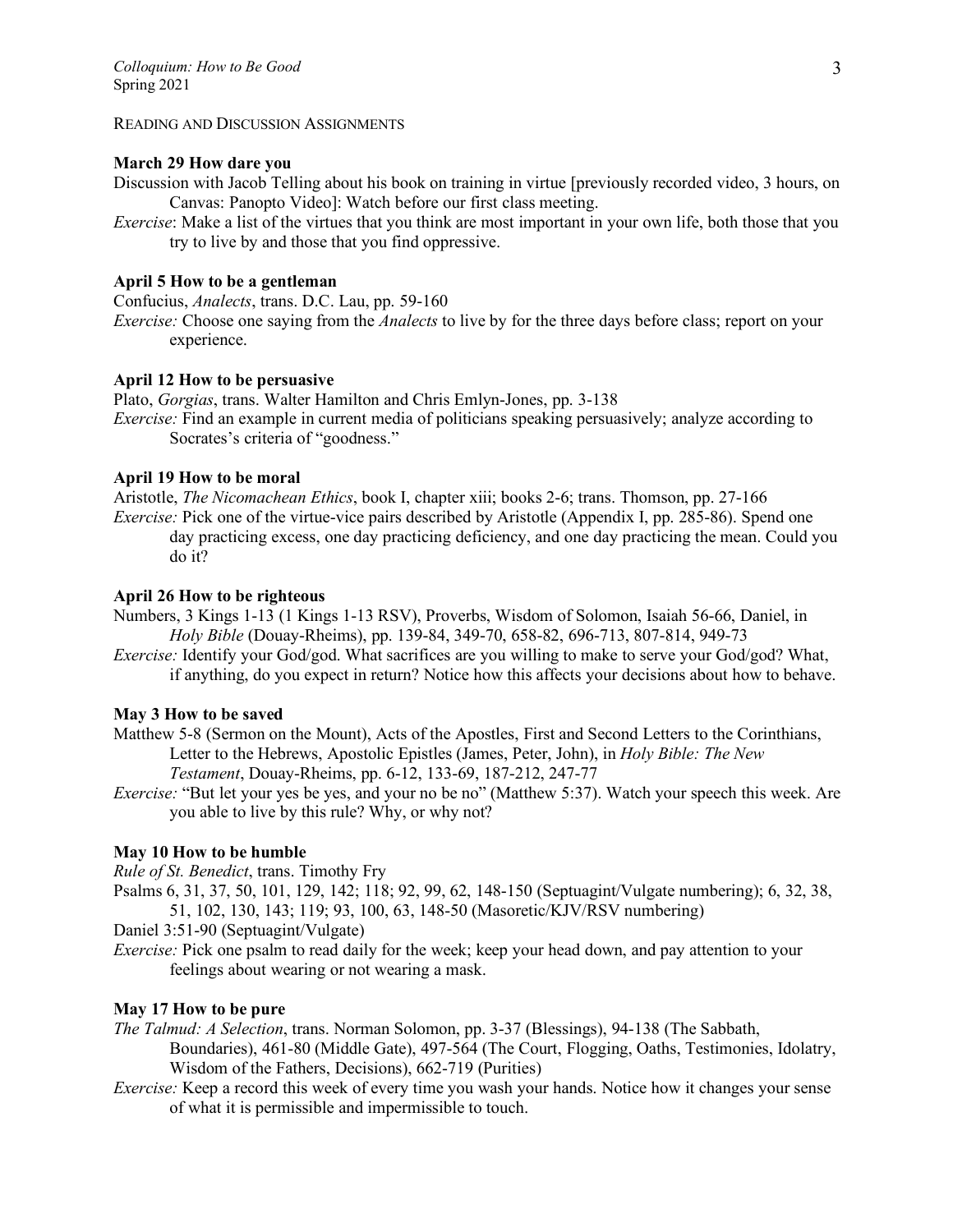Reading and Discussion Assignments

**March 29 How dare you**

Discussion with Jacob Telling about his book on training in virtue [previously recorded video, 3 hours, on Canvas: Panopto Video]: Watch before our first class meeting.

*Exercise*: Make a list of the virtues that you think are most important in your own life, both those that you try to live by and those that you find oppressive.

**April 5 How to be a gentleman**

Confucius, *Analects*, trans. D.C. Lau, pp. 59-160

*Exercise:* Choose one saying from the *Analects* to live by for the three days before class; report on your experience.

**April 12 How to be persuasive**

Plato, *Gorgias*, trans. Walter Hamilton and Chris Emlyn-Jones, pp. 3-138

*Exercise:* Find an example in current media of politicians speaking persuasively; analyze according to Socrates's criteria of "goodness."

**April 19 How to be moral**

Aristotle, *The Nicomachean Ethics*, book I, chapter xiii; books 2-6; trans. Thomson, pp. 27-166

*Exercise:* Pick one of the virtue-vice pairs described by Aristotle (Appendix I, pp. 285-86). Spend one day practicing excess, one day practicing deficiency, and one day practicing the mean. Could you do it?

**April 26 How to be righteous**

Numbers, 3 Kings 1-13 (1 Kings 1-13 RSV), Proverbs, Wisdom of Solomon, Isaiah 56-66, Daniel, in *Holy Bible* (Douay-Rheims), pp. 139-84, 349-70, 658-82, 696-713, 807-814, 949-73

*Exercise:* Identify your God/god. What sacrifices are you willing to make to serve your God/god? What, if anything, do you expect in return? Notice how this affects your decisions about how to behave.

**May 3 How to be saved**

Matthew 5-8 (Sermon on the Mount), Acts of the Apostles, First and Second Letters to the Corinthians, Letter to the Hebrews, Apostolic Epistles (James, Peter, John), in *Holy Bible: The New Testament*, Douay-Rheims, pp. 6-12, 133-69, 187-212, 247-77

*Exercise:* "But let your yes be yes, and your no be no" (Matthew 5:37). Watch your speech this week. Are you able to live by this rule? Why, or why not?

**May 10 How to be humble**

*Rule of St. Benedict*, trans. Timothy Fry

Psalms 6, 31, 37, 50, 101, 129, 142; 118; 92, 99, 62, 148-150 (Septuagint/Vulgate numbering); 6, 32, 38, 51, 102, 130, 143; 119; 93, 100, 63, 148-50 (Masoretic/KJV/RSV numbering)

Daniel 3:51-90 (Septuagint/Vulgate)

*Exercise:* Pick one psalm to read daily for the week; keep your head down, and pay attention to your feelings about wearing or not wearing a mask.

**May 17 How to be pure**

*The Talmud: A Selection*, trans. Norman Solomon, pp. 3-37 (Blessings), 94-138 (The Sabbath, Boundaries), 461-80 (Middle Gate), 497-564 (The Court, Flogging, Oaths, Testimonies, Idolatry, Wisdom of the Fathers, Decisions), 662-719 (Purities)

*Exercise:* Keep a record this week of every time you wash your hands. Notice how it changes your sense of what it is permissible and impermissible to touch.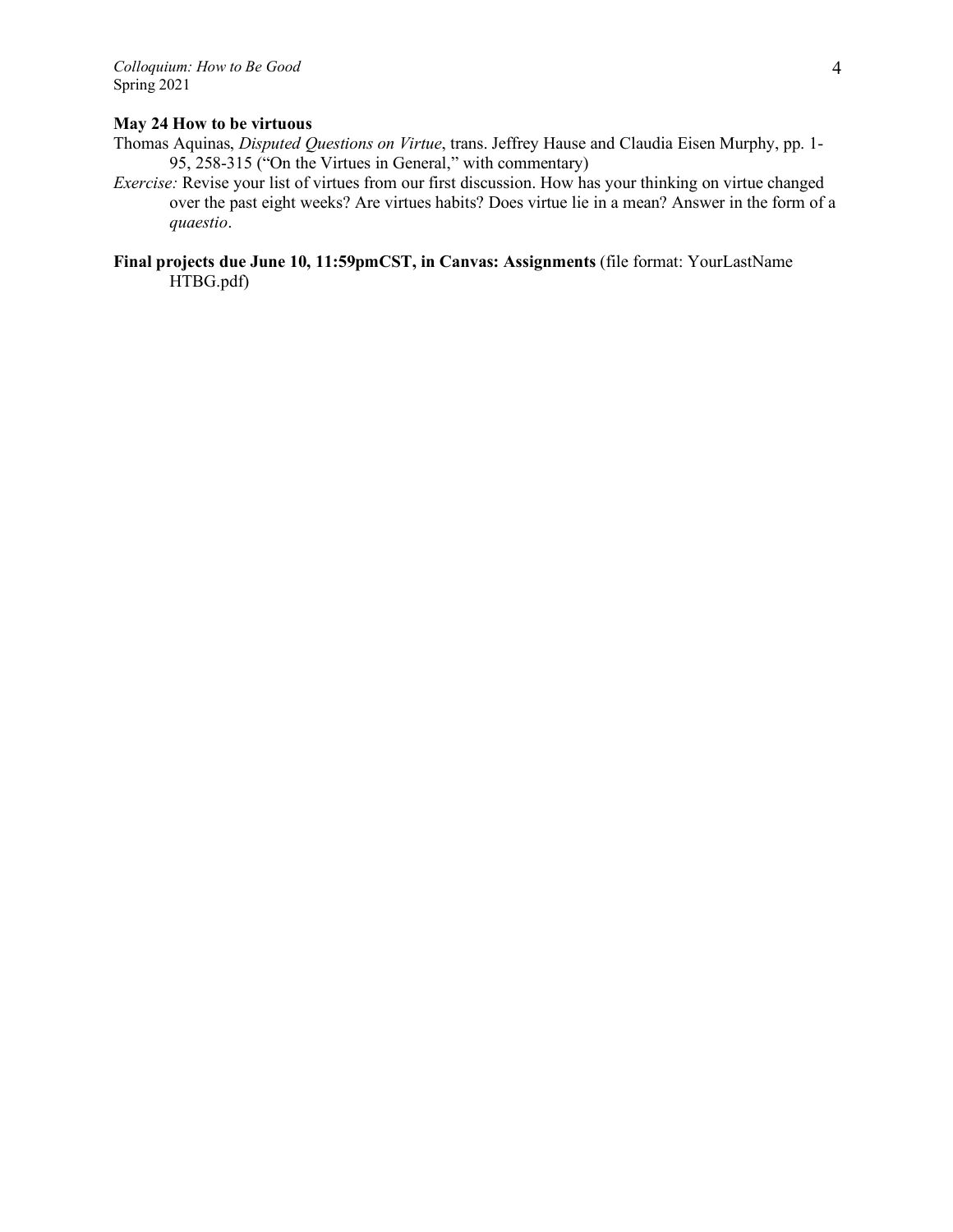**May 24 How to be virtuous**

Thomas Aquinas, *Disputed Questions on Virtue*, trans. Jeffrey Hause and Claudia Eisen Murphy, pp. 1-95, 258-315 ("On the Virtues in General," with commentary)

*Exercise:* Revise your list of virtues from our first discussion. How has your thinking on virtue changed over the past eight weeks? Are virtues habits? Does virtue lie in a mean? Answer in the form of a *quaestio*.

**Final projects due June 10, 11:59pmCST, in Canvas: Assignments** (file format: YourLastName HTBG.pdf)